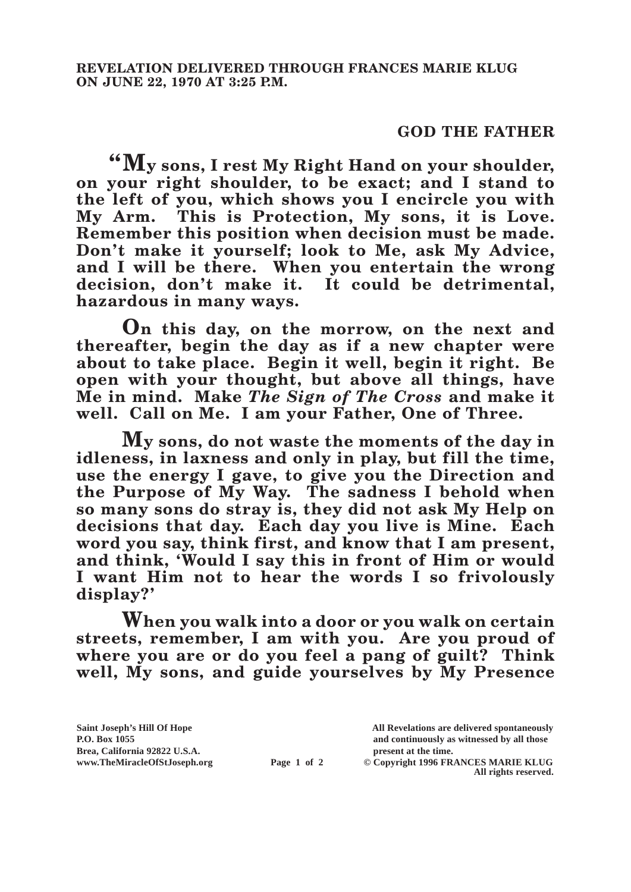**REVELATION DELIVERED THROUGH FRANCES MARIE KLUG ON JUNE 22, 1970 AT 3:25 P.M.**

## GOD THE FATHER

**"My sons, I rest My Right Hand on your shoulder, on your right shoulder, to be exact; and I stand to the left of you, which shows you I encircle you with My Arm. This is Protection, My sons, it is Love. Remember this position when decision must be made. Don't make it yourself; look to Me, ask My Advice, and I will be there. When you entertain the wrong decision, don't make it. It could be detrimental, hazardous in many ways.**

**On this day, on the morrow, on the next and thereafter, begin the day as if a new chapter were about to take place. Begin it well, begin it right. Be open with your thought, but above all things, have Me in mind. Make *The Sign of The Cross* and make it well. Call on Me. I am your Father, One of Three.**

**My sons, do not waste the moments of the day in idleness, in laxness and only in play, but fill the time, use the energy I gave, to give you the Direction and the Purpose of My Way. The sadness I behold when so many sons do stray is, they did not ask My Help on decisions that day. Each day you live is Mine. Each word you say, think first, and know that I am present, and think, 'Would I say this in front of Him or would I want Him not to hear the words I so frivolously display?'**

**When you walk into a door or you walk on certain streets, remember, I am with you. Are you proud of where you are or do you feel a pang of guilt? Think well, My sons, and guide yourselves by My Presence**

Saint Joseph's Hill Of Hope
P.O. Box 1055
Brea, California 92822 U.S.A.
www.TheMiracleOfStJoseph.org

All Revelations are delivered spontaneously and continuously as witnessed by all those present at the time.
© Copyright 1996 FRANCES MARIE KLUG
All rights reserved.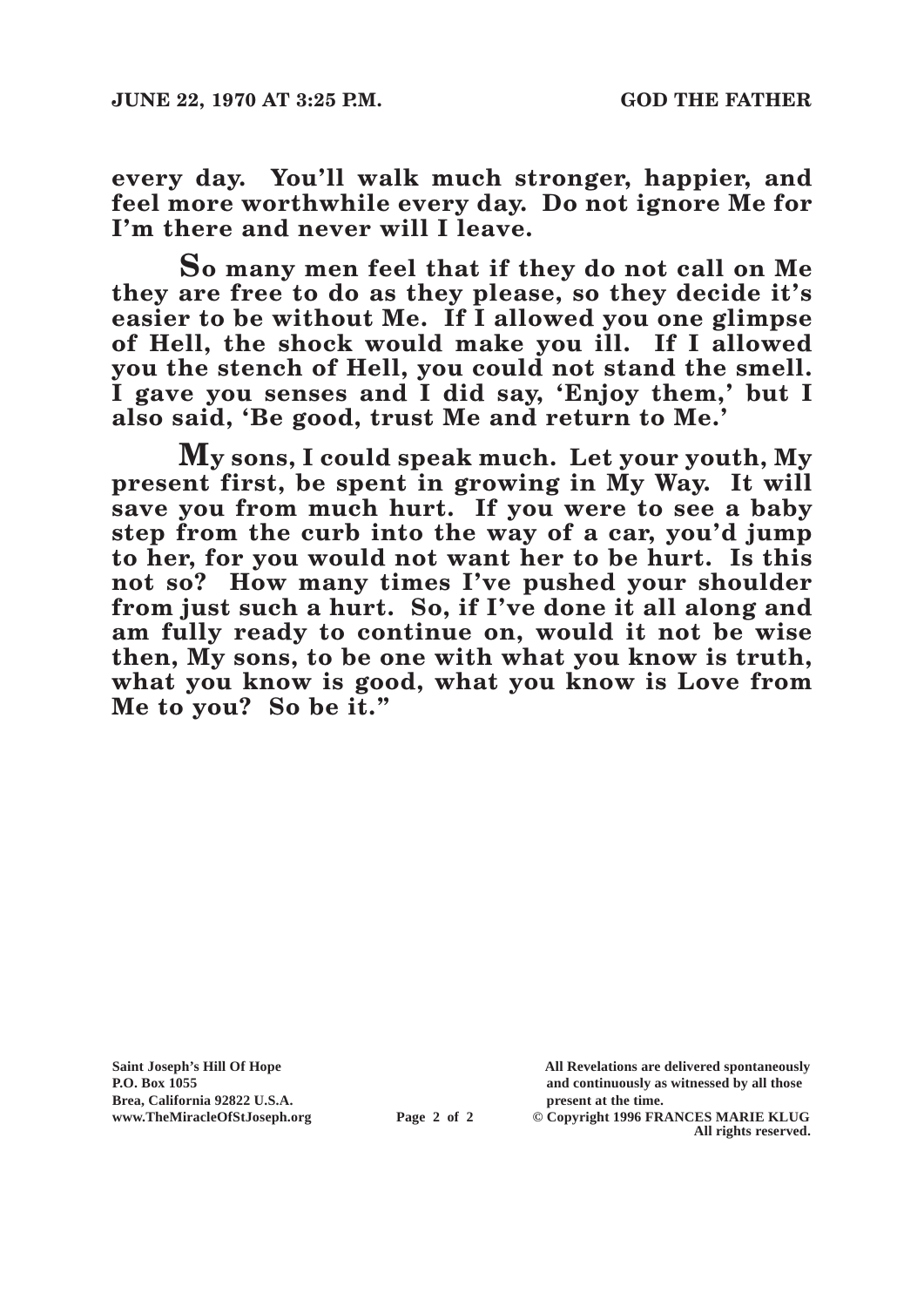**every day. You'll walk much stronger, happier, and feel more worthwhile every day. Do not ignore Me for I'm there and never will I leave.**

**So many men feel that if they do not call on Me they are free to do as they please, so they decide it's easier to be without Me. If I allowed you one glimpse of Hell, the shock would make you ill. If I allowed you the stench of Hell, you could not stand the smell. I gave you senses and I did say, 'Enjoy them,' but I also said, 'Be good, trust Me and return to Me.'**

**My sons, I could speak much. Let your youth, My present first, be spent in growing in My Way. It will save you from much hurt. If you were to see a baby step from the curb into the way of a car, you'd jump to her, for you would not want her to be hurt. Is this not so? How many times I've pushed your shoulder from just such a hurt. So, if I've done it all along and am fully ready to continue on, would it not be wise then, My sons, to be one with what you know is truth, what you know is good, what you know is Love from Me to you? So be it."**

Saint Joseph's Hill Of Hope
P.O. Box 1055
Brea, California 92822 U.S.A.
www.TheMiracleOfStJoseph.org

All Revelations are delivered spontaneously and continuously as witnessed by all those present at the time.
© Copyright 1996 FRANCES MARIE KLUG
All rights reserved.